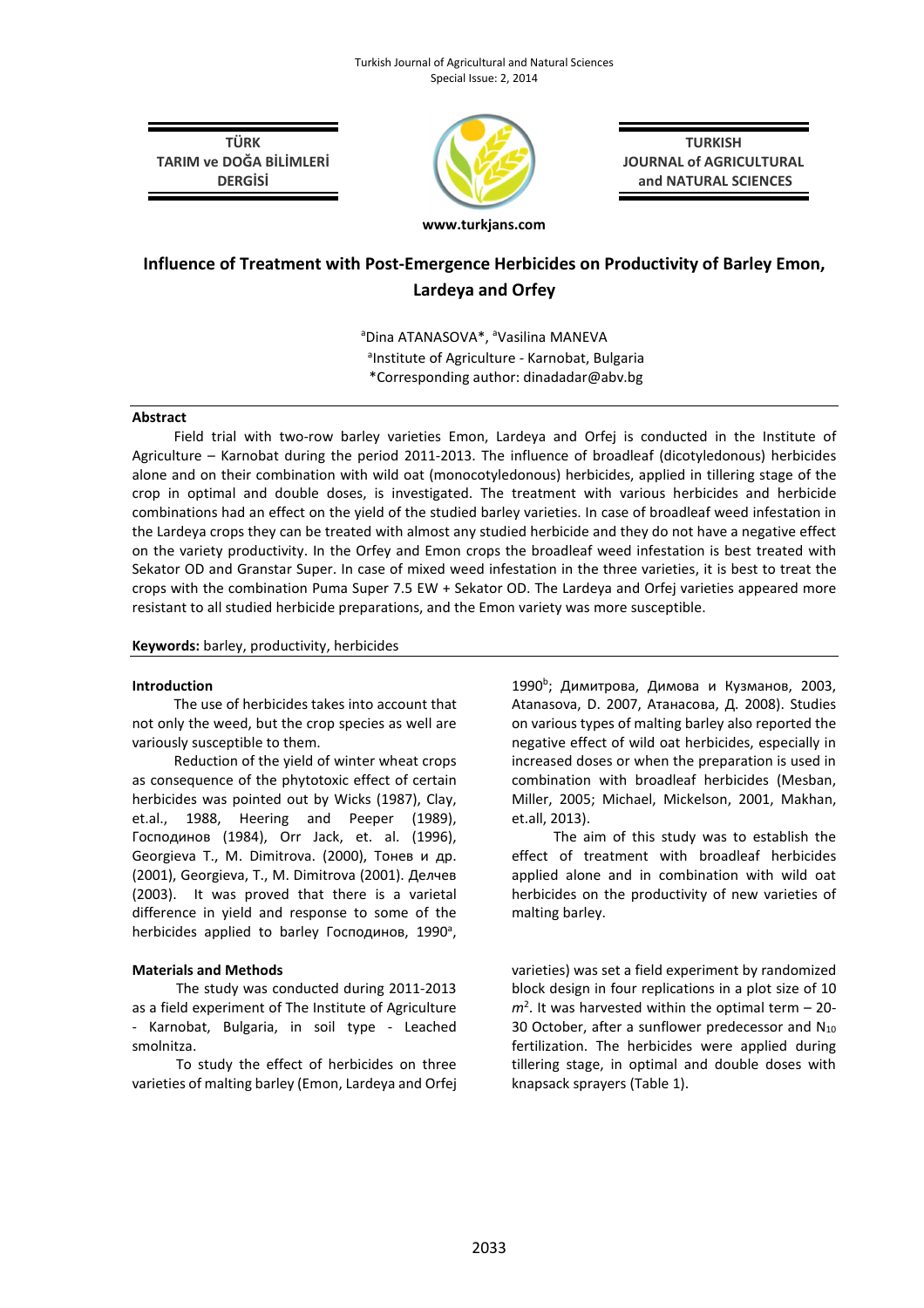# Influence of Treatment with Post-Emergence Herbicides on Productivity of Barley Emon, Lardeya and Orfey

[a]Dina ATANASOVA*, [a]Vasilina MANEVA

[a]Institute of Agriculture - Karnobat, Bulgaria

*Corresponding author: dinadadar@abv.bg

## Abstract

Field trial with two-row barley varieties Emon, Lardeya and Orfej is conducted in the Institute of Agriculture – Karnobat during the period 2011-2013. The influence of broadleaf (dicotyledonous) herbicides alone and on their combination with wild oat (monocotyledonous) herbicides, applied in tillering stage of the crop in optimal and double doses, is investigated. The treatment with various herbicides and herbicide combinations had an effect on the yield of the studied barley varieties. In case of broadleaf weed infestation in the Lardeya crops they can be treated with almost any studied herbicide and they do not have a negative effect on the variety productivity. In the Orfey and Emon crops the broadleaf weed infestation is best treated with Sekator OD and Granstar Super. In case of mixed weed infestation in the three varieties, it is best to treat the crops with the combination Puma Super 7.5 EW + Sekator OD. The Lardeya and Orfej varieties appeared more resistant to all studied herbicide preparations, and the Emon variety was more susceptible.

**Keywords:** barley, productivity, herbicides

## Introduction

The use of herbicides takes into account that not only the weed, but the crop species as well are variously susceptible to them.

Reduction of the yield of winter wheat crops as consequence of the phytotoxic effect of certain herbicides was pointed out by Wicks (1987), Clay, et.al., 1988, Heering and Peeper (1989), Господинов (1984), Orr Jack, et. al. (1996), Georgieva T., M. Dimitrova. (2000), Тонев и др. (2001), Georgieva, T., M. Dimitrova (2001). Делчев (2003). It was proved that there is a varietal difference in yield and response to some of the herbicides applied to barley Господинов, 1990[a], 1990[b]; Димитрова, Димова и Кузманов, 2003, Atanasova, D. 2007, Атанасова, Д. 2008). Studies on various types of malting barley also reported the negative effect of wild oat herbicides, especially in increased doses or when the preparation is used in combination with broadleaf herbicides (Mesban, Miller, 2005; Michael, Mickelson, 2001, Makhan, et.all, 2013).

The aim of this study was to establish the effect of treatment with broadleaf herbicides applied alone and in combination with wild oat herbicides on the productivity of new varieties of malting barley.

## Materials and Methods

The study was conducted during 2011-2013 as a field experiment of The Institute of Agriculture - Karnobat, Bulgaria, in soil type - Leached smolnitza.

To study the effect of herbicides on three varieties of malting barley (Emon, Lardeya and Orfej varieties) was set a field experiment by randomized block design in four replications in a plot size of 10 $m^2$. It was harvested within the optimal term – 20-30 October, after a sunflower predecessor and $N_{10}$ fertilization. The herbicides were applied during tillering stage, in optimal and double doses with knapsack sprayers (Table 1).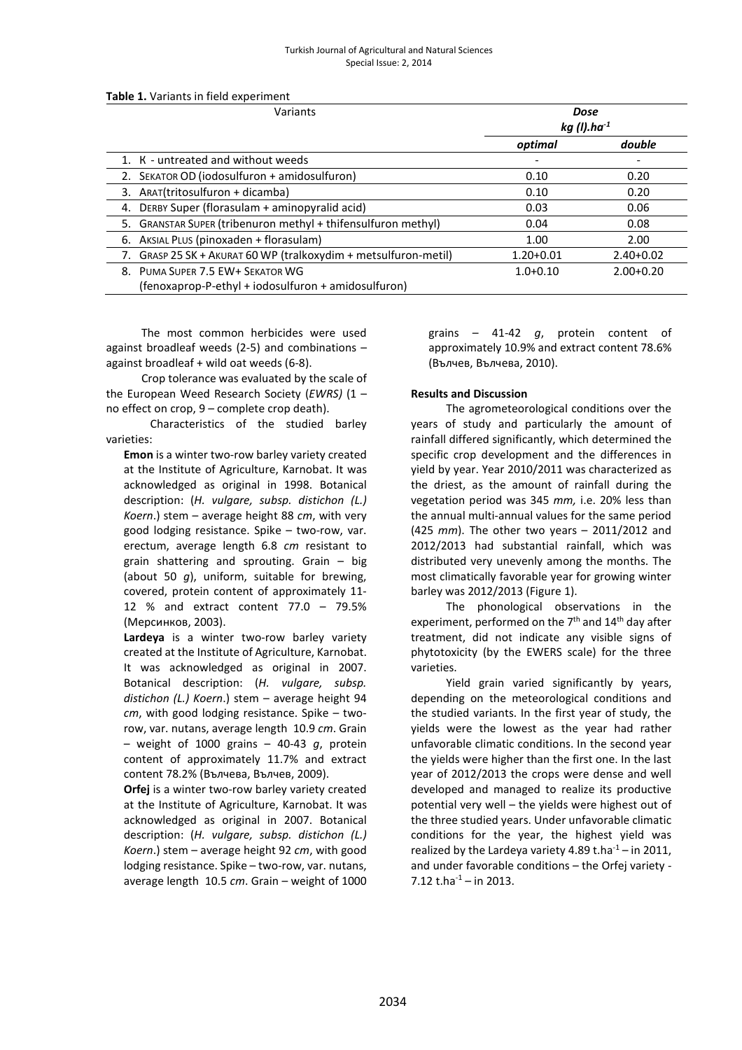**Table 1.** Variants in field experiment

| Variants | Dose kg (l).ha$^{-1}$ | |
|---|---|---|
| | *optimal* | *double* |
| 1. К - untreated and without weeds | - | - |
| 2. SEKATOR OD (iodosulfuron + amidosulfuron) | 0.10 | 0.20 |
| 3. ARAT(tritosulfuron + dicamba) | 0.10 | 0.20 |
| 4. DERBY Super (florasulam + aminopyralid acid) | 0.03 | 0.06 |
| 5. GRANSTAR SUPER (tribenuron methyl + thifensulfuron methyl) | 0.04 | 0.08 |
| 6. AKSIAL PLUS (pinoxaden + florasulam) | 1.00 | 2.00 |
| 7. GRASP 25 SK + AKURAT 60 WP (tralkoxydim + metsulfuron-metil) | 1.20+0.01 | 2.40+0.02 |
| 8. PUMA SUPER 7.5 EW+ SEKATOR WG (fenoxaprop-P-ethyl + iodosulfuron + amidosulfuron) | 1.0+0.10 | 2.00+0.20 |

The most common herbicides were used against broadleaf weeds (2-5) and combinations – against broadleaf + wild oat weeds (6-8).

Crop tolerance was evaluated by the scale of the European Weed Research Society (*EWRS)* (1 – no effect on crop, 9 – complete crop death).

Characteristics of the studied barley varieties:

**Emon** is a winter two-row barley variety created at the Institute of Agriculture, Karnobat. It was acknowledged as original in 1998. Botanical description: (*H. vulgare, subsp. distichon (L.) Koern*.) stem – average height 88 *cm*, with very good lodging resistance. Spike – two-row, var. erectum, average length 6.8 *cm* resistant to grain shattering and sprouting. Grain – big (about 50 *g*), uniform, suitable for brewing, covered, protein content of approximately 11-12 % and extract content 77.0 – 79.5% (Мерсинков, 2003).

**Lardeya** is a winter two-row barley variety created at the Institute of Agriculture, Karnobat. It was acknowledged as original in 2007. Botanical description: (*H. vulgare, subsp. distichon (L.) Koern*.) stem – average height 94 *cm*, with good lodging resistance. Spike – two-row, var. nutans, average length 10.9 *cm*. Grain – weight of 1000 grains – 40-43 *g*, protein content of approximately 11.7% and extract content 78.2% (Вълчева, Вълчев, 2009).

**Orfej** is a winter two-row barley variety created at the Institute of Agriculture, Karnobat. It was acknowledged as original in 2007. Botanical description: (*H. vulgare, subsp. distichon (L.) Koern*.) stem – average height 92 *cm*, with good lodging resistance. Spike – two-row, var. nutans, average length 10.5 *cm*. Grain – weight of 1000 grains – 41-42 *g*, protein content of approximately 10.9% and extract content 78.6% (Вълчев, Вълчева, 2010).

## Results and Discussion

The agrometeorological conditions over the years of study and particularly the amount of rainfall differed significantly, which determined the specific crop development and the differences in yield by year. Year 2010/2011 was characterized as the driest, as the amount of rainfall during the vegetation period was 345 *mm,* i.e. 20% less than the annual multi-annual values for the same period (425 *mm*). The other two years – 2011/2012 and 2012/2013 had substantial rainfall, which was distributed very unevenly among the months. The most climatically favorable year for growing winter barley was 2012/2013 (Figure 1).

The phonological observations in the experiment, performed on the 7$^{th}$ and 14$^{th}$ day after treatment, did not indicate any visible signs of phytotoxicity (by the EWERS scale) for the three varieties.

Yield grain varied significantly by years, depending on the meteorological conditions and the studied variants. In the first year of study, the yields were the lowest as the year had rather unfavorable climatic conditions. In the second year the yields were higher than the first one. In the last year of 2012/2013 the crops were dense and well developed and managed to realize its productive potential very well – the yields were highest out of the three studied years. Under unfavorable climatic conditions for the year, the highest yield was realized by the Lardeya variety 4.89 t.ha$^{-1}$ – in 2011, and under favorable conditions – the Orfej variety - 7.12 t.ha$^{-1}$ – in 2013.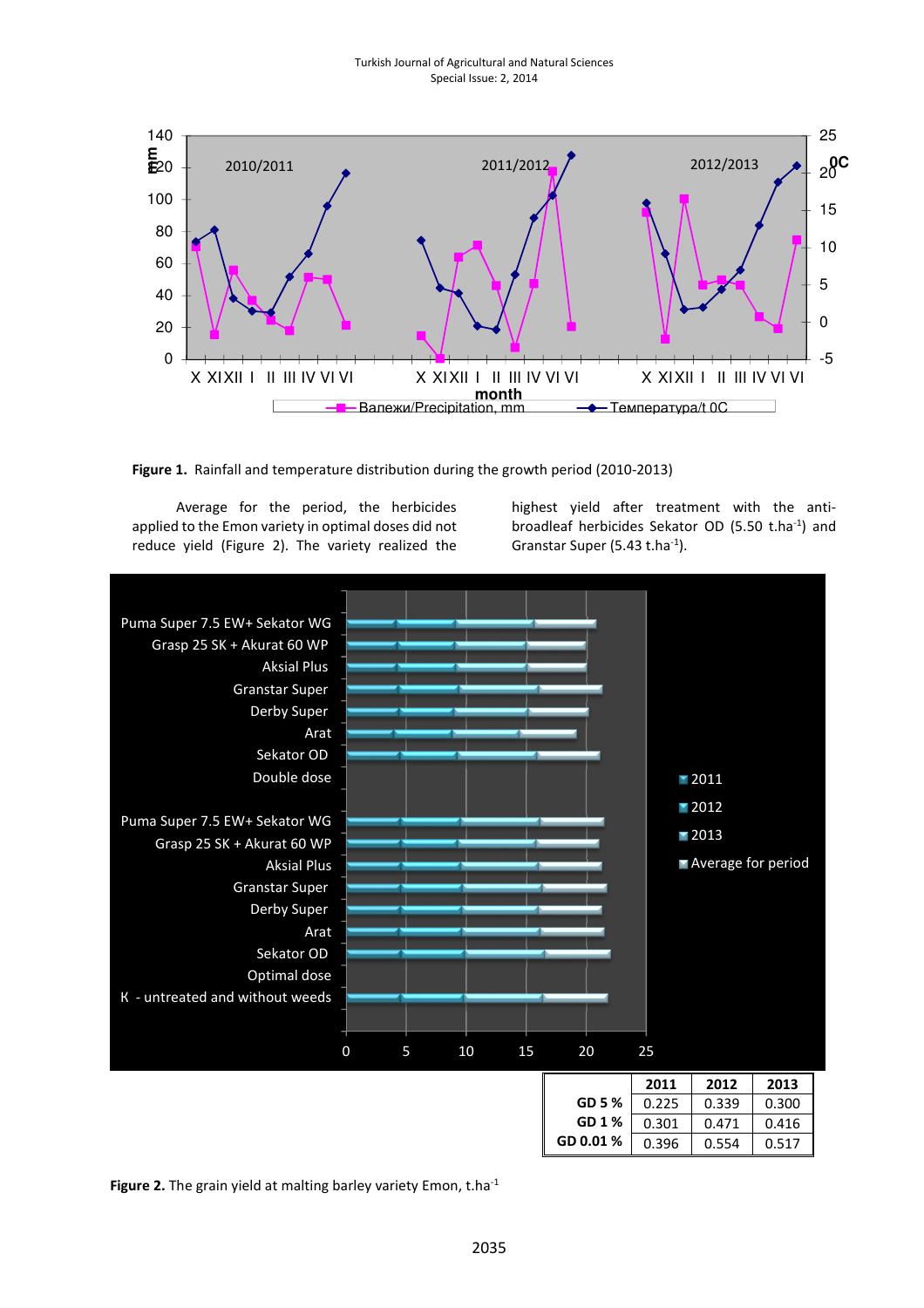**Figure 1.** Rainfall and temperature distribution during the growth period (2010-2013)

Average for the period, the herbicides applied to the Emon variety in optimal doses did not reduce yield (Figure 2). The variety realized the highest yield after treatment with the anti-broadleaf herbicides Sekator OD (5.50 t.ha$^{-1}$) and Granstar Super (5.43 t.ha$^{-1}$).

| | 2011 | 2012 | 2013 |
|---|---|---|---|
| GD 5 % | 0.225 | 0.339 | 0.300 |
| GD 1 % | 0.301 | 0.471 | 0.416 |
| GD 0.01 % | 0.396 | 0.554 | 0.517 |

**Figure 2.** The grain yield at malting barley variety Emon, t.ha$^{-1}$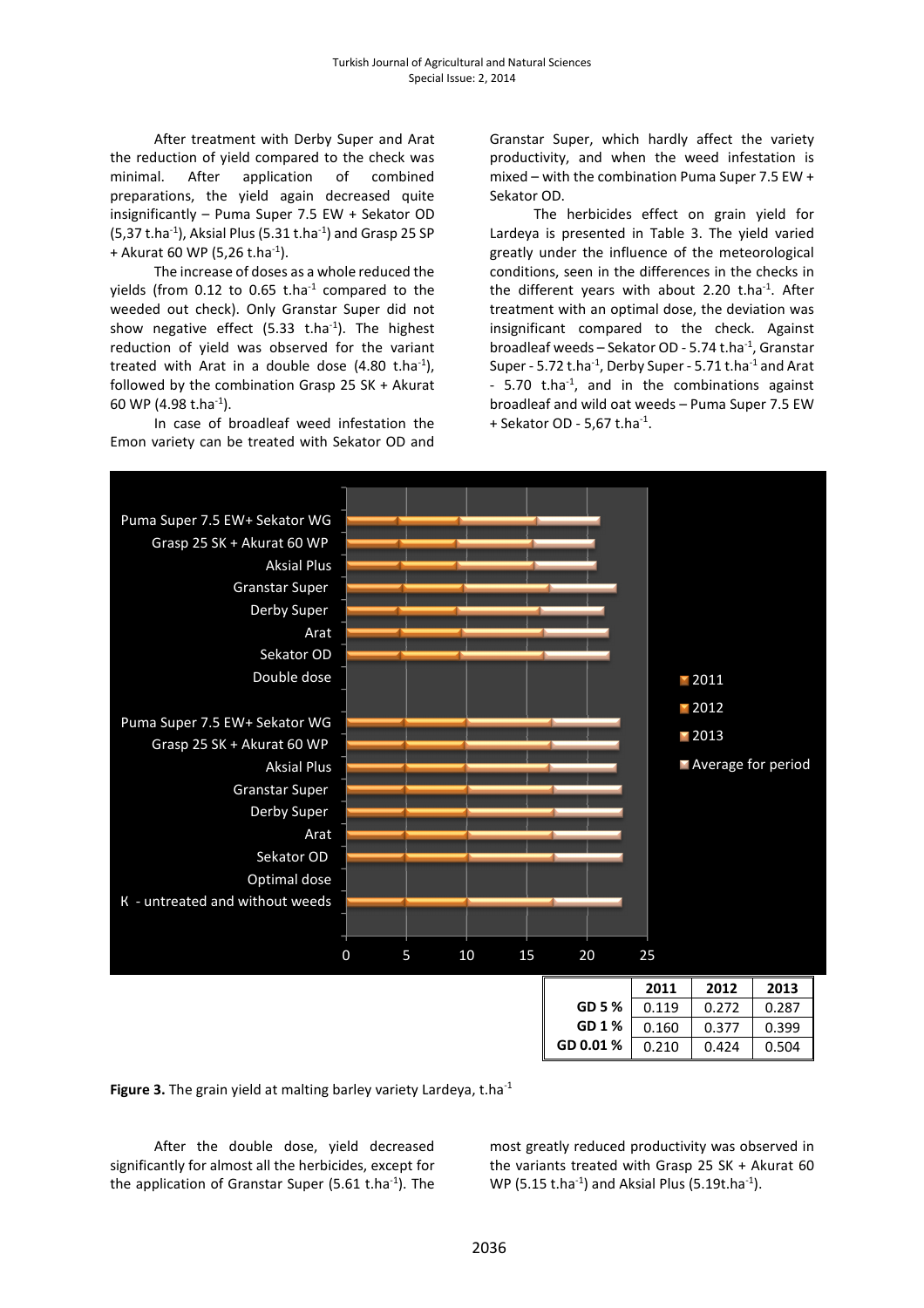After treatment with Derby Super and Arat the reduction of yield compared to the check was minimal. After application of combined preparations, the yield again decreased quite insignificantly – Puma Super 7.5 EW + Sekator OD (5,37 t.ha$^{-1}$), Aksial Plus (5.31 t.ha$^{-1}$) and Grasp 25 SP + Akurat 60 WP (5,26 t.ha$^{-1}$).

The increase of doses as a whole reduced the yields (from 0.12 to 0.65 t.ha$^{-1}$ compared to the weeded out check). Only Granstar Super did not show negative effect (5.33 t.ha$^{-1}$). The highest reduction of yield was observed for the variant treated with Arat in a double dose (4.80 t.ha$^{-1}$), followed by the combination Grasp 25 SK + Akurat 60 WP (4.98 t.ha$^{-1}$).

In case of broadleaf weed infestation the Emon variety can be treated with Sekator OD and Granstar Super, which hardly affect the variety productivity, and when the weed infestation is mixed – with the combination Puma Super 7.5 EW + Sekator OD.

The herbicides effect on grain yield for Lardeya is presented in Table 3. The yield varied greatly under the influence of the meteorological conditions, seen in the differences in the checks in the different years with about 2.20 t.ha$^{-1}$. After treatment with an optimal dose, the deviation was insignificant compared to the check. Against broadleaf weeds – Sekator OD - 5.74 t.ha$^{-1}$, Granstar Super - 5.72 t.ha$^{-1}$, Derby Super - 5.71 t.ha$^{-1}$ and Arat - 5.70 t.ha$^{-1}$, and in the combinations against broadleaf and wild oat weeds – Puma Super 7.5 EW + Sekator OD - 5,67 t.ha$^{-1}$.

|  | 2011 | 2012 | 2013 |
|---|---|---|---|
| GD 5 % | 0.119 | 0.272 | 0.287 |
| GD 1 % | 0.160 | 0.377 | 0.399 |
| GD 0.01 % | 0.210 | 0.424 | 0.504 |

**Figure 3.** The grain yield at malting barley variety Lardeya, t.ha$^{-1}$

After the double dose, yield decreased significantly for almost all the herbicides, except for the application of Granstar Super (5.61 t.ha$^{-1}$). The most greatly reduced productivity was observed in the variants treated with Grasp 25 SK + Akurat 60 WP (5.15 t.ha$^{-1}$) and Aksial Plus (5.19t.ha$^{-1}$).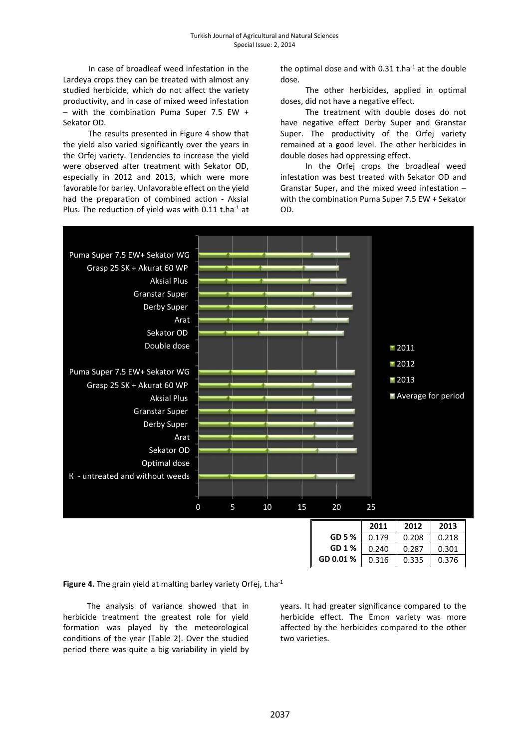In case of broadleaf weed infestation in the Lardeya crops they can be treated with almost any studied herbicide, which do not affect the variety productivity, and in case of mixed weed infestation – with the combination Puma Super 7.5 EW + Sekator OD.

The results presented in Figure 4 show that the yield also varied significantly over the years in the Orfej variety. Tendencies to increase the yield were observed after treatment with Sekator OD, especially in 2012 and 2013, which were more favorable for barley. Unfavorable effect on the yield had the preparation of combined action - Aksial Plus. The reduction of yield was with 0.11 t.ha$^{-1}$ at the optimal dose and with 0.31 t.ha$^{-1}$ at the double dose.

The other herbicides, applied in optimal doses, did not have a negative effect.

The treatment with double doses do not have negative effect Derby Super and Granstar Super. The productivity of the Orfej variety remained at a good level. The other herbicides in double doses had oppressing effect.

In the Orfej crops the broadleaf weed infestation was best treated with Sekator OD and Granstar Super, and the mixed weed infestation – with the combination Puma Super 7.5 EW + Sekator OD.

|  | 2011 | 2012 | 2013 |
|---|---|---|---|
| GD 5 % | 0.179 | 0.208 | 0.218 |
| GD 1 % | 0.240 | 0.287 | 0.301 |
| GD 0.01 % | 0.316 | 0.335 | 0.376 |

**Figure 4.** The grain yield at malting barley variety Orfej, t.ha$^{-1}$

The analysis of variance showed that in herbicide treatment the greatest role for yield formation was played by the meteorological conditions of the year (Table 2). Over the studied period there was quite a big variability in yield by years. It had greater significance compared to the herbicide effect. The Emon variety was more affected by the herbicides compared to the other two varieties.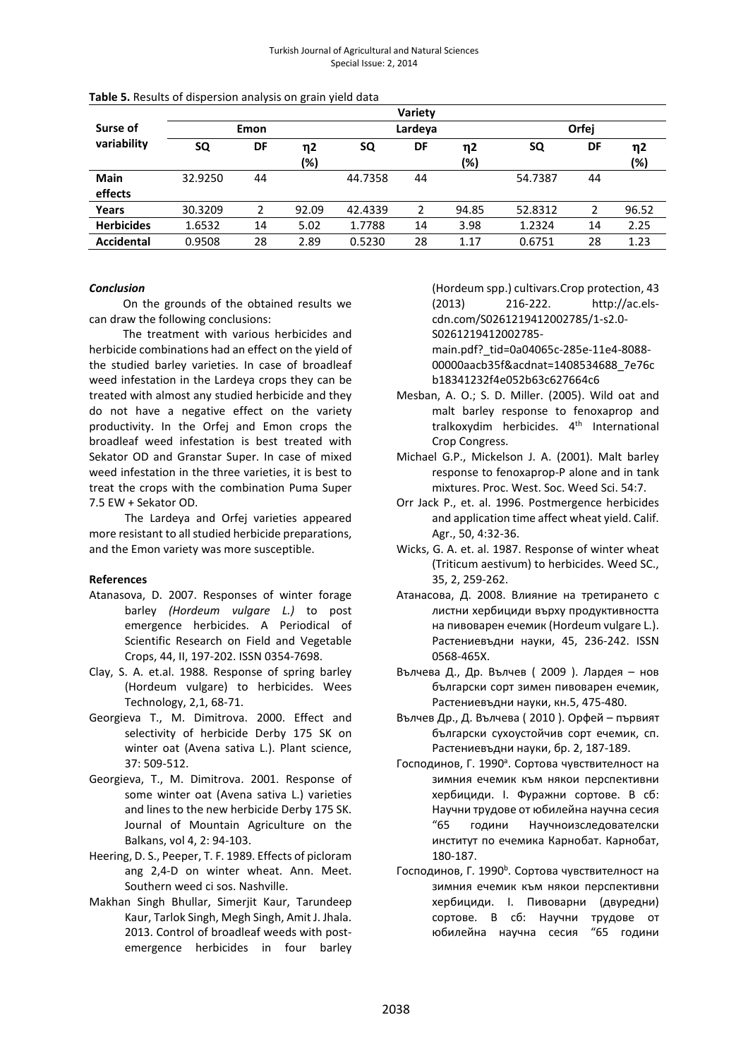**Table 5.** Results of dispersion analysis on grain yield data

| Surse of variability | Variety | | | | | | | | |
|---|---|---|---|---|---|---|---|---|---|
| | Emon | | | Lardeya | | | Orfej | | |
| | SQ | DF | η2 (%) | SQ | DF | η2 (%) | SQ | DF | η2 (%) |
| **Main effects** | 32.9250 | 44 | | 44.7358 | 44 | | 54.7387 | 44 | |
| **Years** | 30.3209 | 2 | 92.09 | 42.4339 | 2 | 94.85 | 52.8312 | 2 | 96.52 |
| **Herbicides** | 1.6532 | 14 | 5.02 | 1.7788 | 14 | 3.98 | 1.2324 | 14 | 2.25 |
| **Accidental** | 0.9508 | 28 | 2.89 | 0.5230 | 28 | 1.17 | 0.6751 | 28 | 1.23 |

***Conclusion***

On the grounds of the obtained results we can draw the following conclusions:

The treatment with various herbicides and herbicide combinations had an effect on the yield of the studied barley varieties. In case of broadleaf weed infestation in the Lardeya crops they can be treated with almost any studied herbicide and they do not have a negative effect on the variety productivity. In the Orfej and Emon crops the broadleaf weed infestation is best treated with Sekator OD and Granstar Super. In case of mixed weed infestation in the three varieties, it is best to treat the crops with the combination Puma Super 7.5 EW + Sekator OD.

The Lardeya and Orfej varieties appeared more resistant to all studied herbicide preparations, and the Emon variety was more susceptible.

**References**

- Atanasova, D. 2007. Responses of winter forage barley *(Hordeum vulgare L.)* to post emergence herbicides. A Periodical of Scientific Research on Field and Vegetable Crops, 44, II, 197-202. ISSN 0354-7698.
- Clay, S. A. et.al. 1988. Response of spring barley (Hordeum vulgare) to herbicides. Wees Technology, 2,1, 68-71.
- Georgieva T., M. Dimitrova. 2000. Effect and selectivity of herbicide Derby 175 SK on winter oat (Avena sativa L.). Plant science, 37: 509-512.
- Georgieva, T., M. Dimitrova. 2001. Response of some winter oat (Avena sativa L.) varieties and lines to the new herbicide Derby 175 SK. Journal of Mountain Agriculture on the Balkans, vol 4, 2: 94-103.
- Heering, D. S., Peeper, T. F. 1989. Effects of picloram ang 2,4-D on winter wheat. Ann. Meet. Southern weed ci sos. Nashville.
- Makhan Singh Bhullar, Simerjit Kaur, Tarundeep Kaur, Tarlok Singh, Megh Singh, Amit J. Jhala. 2013. Control of broadleaf weeds with post-emergence herbicides in four barley (Hordeum spp.) cultivars.Crop protection, 43 (2013) 216-222. http://ac.els-cdn.com/S0261219412002785/1-s2.0-S0261219412002785-main.pdf?_tid=0a04065c-285e-11e4-8088-00000aacb35f&acdnat=1408534688_7e76cb18341232f4e052b63c627664c6
- Mesban, A. O.; S. D. Miller. (2005). Wild oat and malt barley response to fenoxaprop and tralkoxydim herbicides. 4th International Crop Congress.
- Michael G.P., Mickelson J. A. (2001). Malt barley response to fenoxaprop-P alone and in tank mixtures. Proc. West. Soc. Weed Sci. 54:7.
- Orr Jack P., et. al. 1996. Postmergence herbicides and application time affect wheat yield. Calif. Agr., 50, 4:32-36.
- Wicks, G. A. et. al. 1987. Response of winter wheat (Triticum aestivum) to herbicides. Weed SC., 35, 2, 259-262.
- Атанасова, Д. 2008. Влияние на третирането с листни хербициди върху продуктивността на пивоварен ечемик (Hordeum vulgare L.). Растениевъдни науки, 45, 236-242. ISSN 0568-465X.
- Вълчева Д., Др. Вълчев ( 2009 ). Лардея – нов български сорт зимен пивоварен ечемик, Растениевъдни науки, кн.5, 475-480.
- Вълчев Др., Д. Вълчева ( 2010 ). Орфей – първият български сухоустойчив сорт ечемик, сп. Растениевъдни науки, бр. 2, 187-189.
- Господинов, Г. 1990[a]. Сортова чувствителност на зимния ечемик към някои перспективни хербициди. I. Фуражни сортове. В сб: Научни трудове от юбилейна научна сесия "65 години Научноизследователски институт по ечемика Карнобат. Карнобат, 180-187.
- Господинов, Г. 1990[b]. Сортова чувствителност на зимния ечемик към някои перспективни хербициди. I. Пивоварни (двуредни) сортове. В сб: Научни трудове от юбилейна научна сесия "65 години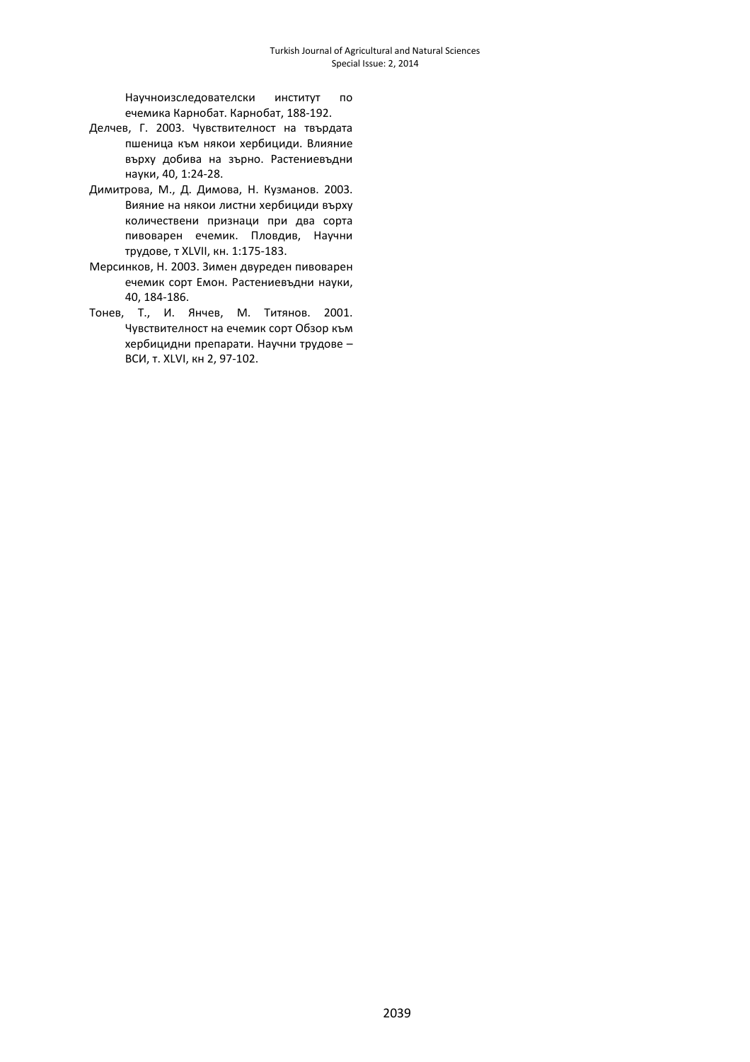Научноизследователски институт по ечемика Карнобат. Карнобат, 188-192.

Делчев, Г. 2003. Чувствителност на твърдата пшеница към някои хербициди. Влияние върху добива на зърно. Растениевъдни науки, 40, 1:24-28.

Димитрова, М., Д. Димова, Н. Кузманов. 2003. Вияние на някои листни хербициди върху количествени признаци при два сорта пивоварен ечемик. Пловдив, Научни трудове, т XLVII, кн. 1:175-183.

Мерсинков, Н. 2003. Зимен двуреден пивоварен ечемик сорт Емон. Растениевъдни науки, 40, 184-186.

Тонев, Т., И. Янчев, М. Титянов. 2001. Чувствителност на ечемик сорт Обзор към хербицидни препарати. Научни трудове – ВСИ, т. XLVI, кн 2, 97-102.